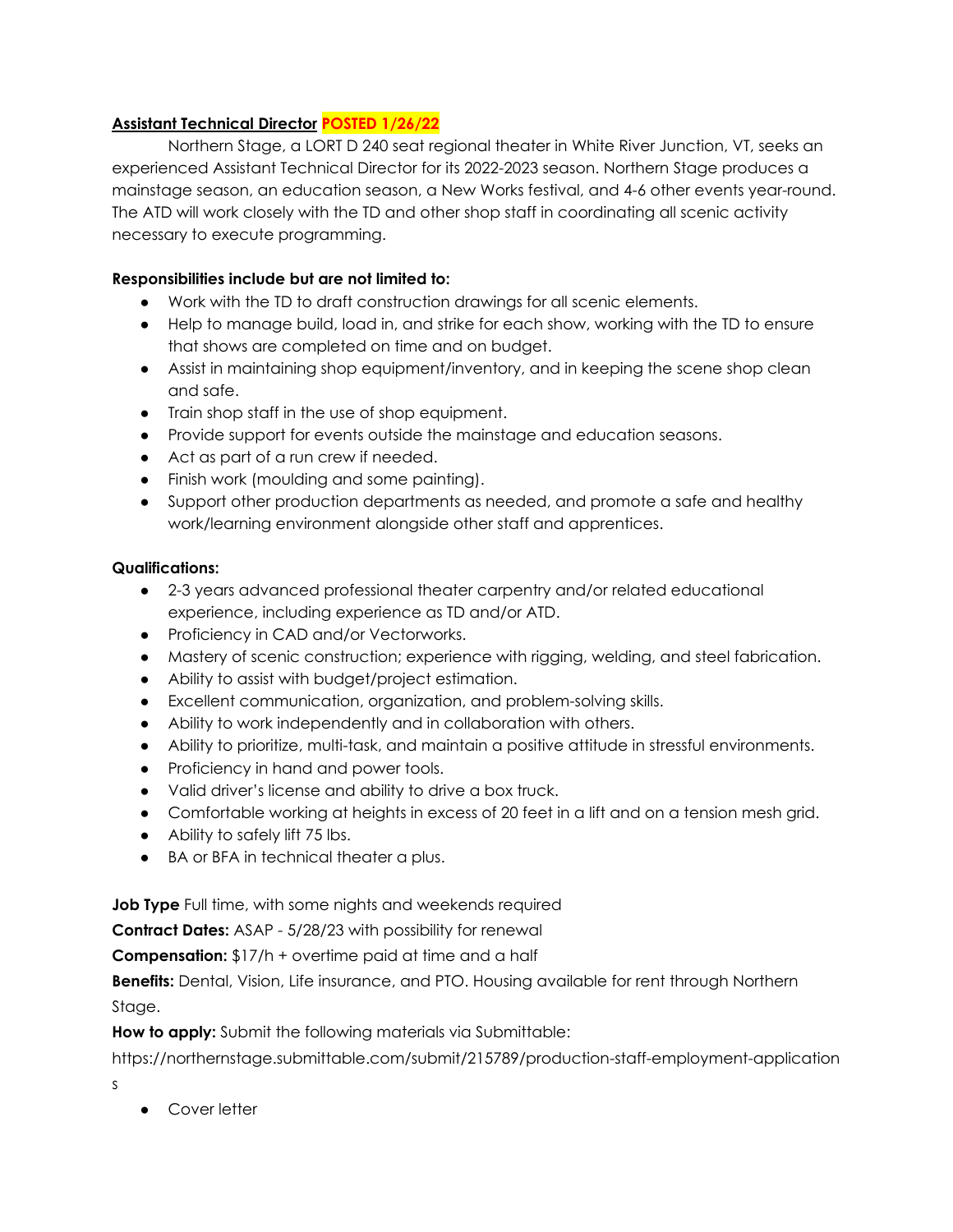**Assistant Technical Director** **POSTED 1/26/22**

Northern Stage, a LORT D 240 seat regional theater in White River Junction, VT, seeks an experienced Assistant Technical Director for its 2022-2023 season. Northern Stage produces a mainstage season, an education season, a New Works festival, and 4-6 other events year-round. The ATD will work closely with the TD and other shop staff in coordinating all scenic activity necessary to execute programming.

**Responsibilities include but are not limited to:**

- Work with the TD to draft construction drawings for all scenic elements.
- Help to manage build, load in, and strike for each show, working with the TD to ensure that shows are completed on time and on budget.
- Assist in maintaining shop equipment/inventory, and in keeping the scene shop clean and safe.
- Train shop staff in the use of shop equipment.
- Provide support for events outside the mainstage and education seasons.
- Act as part of a run crew if needed.
- Finish work (moulding and some painting).
- Support other production departments as needed, and promote a safe and healthy work/learning environment alongside other staff and apprentices.

**Qualifications:**

- 2-3 years advanced professional theater carpentry and/or related educational experience, including experience as TD and/or ATD.
- Proficiency in CAD and/or Vectorworks.
- Mastery of scenic construction; experience with rigging, welding, and steel fabrication.
- Ability to assist with budget/project estimation.
- Excellent communication, organization, and problem-solving skills.
- Ability to work independently and in collaboration with others.
- Ability to prioritize, multi-task, and maintain a positive attitude in stressful environments.
- Proficiency in hand and power tools.
- Valid driver's license and ability to drive a box truck.
- Comfortable working at heights in excess of 20 feet in a lift and on a tension mesh grid.
- Ability to safely lift 75 lbs.
- BA or BFA in technical theater a plus.

**Job Type** Full time, with some nights and weekends required

**Contract Dates:** ASAP - 5/28/23 with possibility for renewal

**Compensation:** $17/h + overtime paid at time and a half

**Benefits:** Dental, Vision, Life insurance, and PTO. Housing available for rent through Northern Stage.

**How to apply:** Submit the following materials via Submittable:
https://northernstage.submittable.com/submit/215789/production-staff-employment-applications

- Cover letter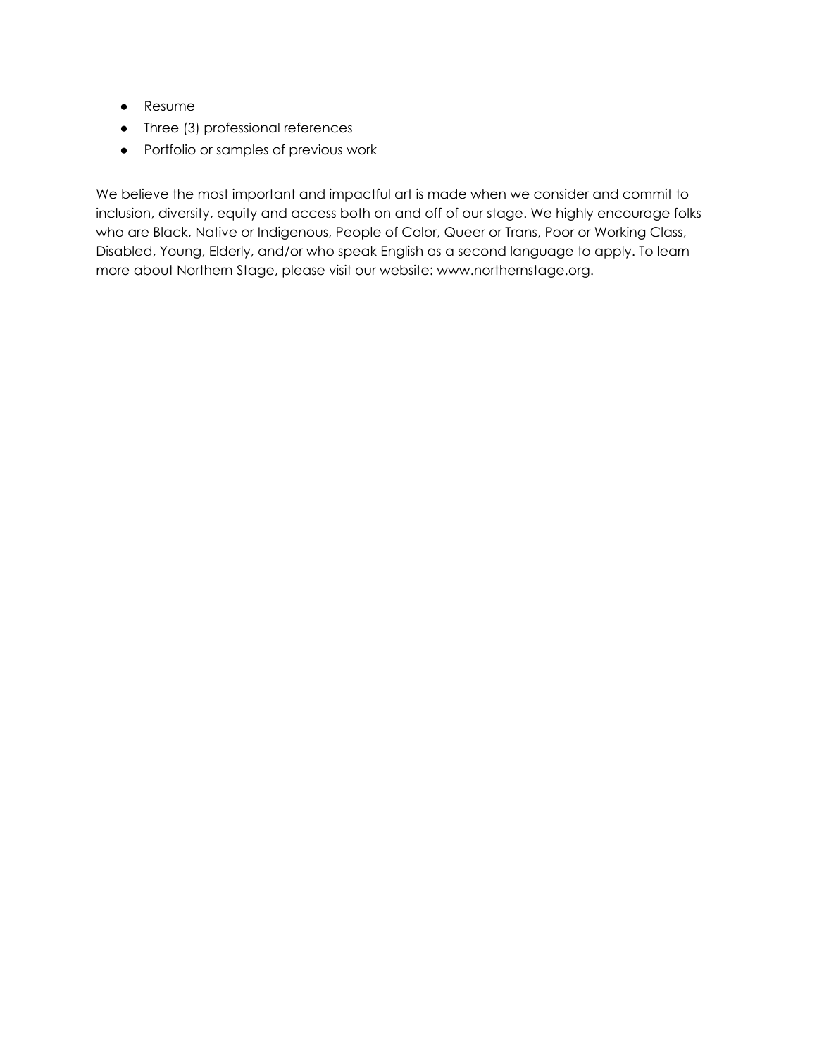- Resume
- Three (3) professional references
- Portfolio or samples of previous work

We believe the most important and impactful art is made when we consider and commit to inclusion, diversity, equity and access both on and off of our stage. We highly encourage folks who are Black, Native or Indigenous, People of Color, Queer or Trans, Poor or Working Class, Disabled, Young, Elderly, and/or who speak English as a second language to apply. To learn more about Northern Stage, please visit our website: www.northernstage.org.